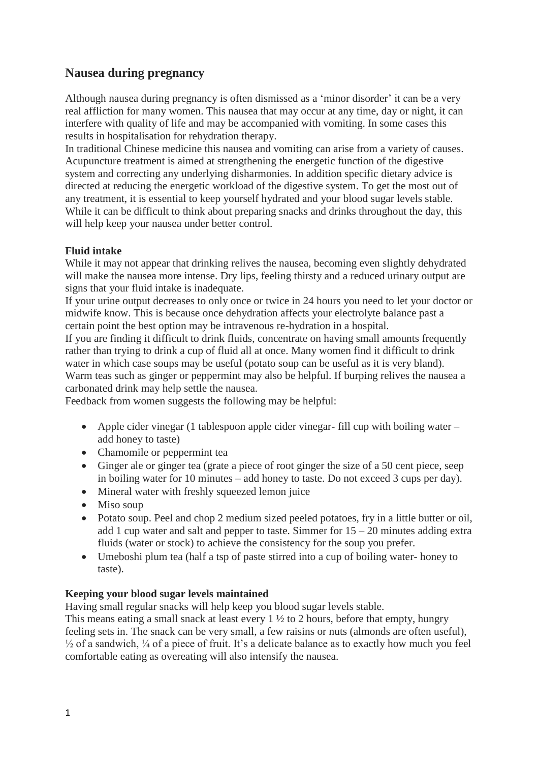## Nausea during pregnancy

Although nausea during pregnancy is often dismissed as a 'minor disorder' it can be a very real affliction for many women. This nausea that may occur at any time, day or night, it can interfere with quality of life and may be accompanied with vomiting. In some cases this results in hospitalisation for rehydration therapy.
In traditional Chinese medicine this nausea and vomiting can arise from a variety of causes. Acupuncture treatment is aimed at strengthening the energetic function of the digestive system and correcting any underlying disharmonies. In addition specific dietary advice is directed at reducing the energetic workload of the digestive system. To get the most out of any treatment, it is essential to keep yourself hydrated and your blood sugar levels stable. While it can be difficult to think about preparing snacks and drinks throughout the day, this will help keep your nausea under better control.

**Fluid intake**
While it may not appear that drinking relives the nausea, becoming even slightly dehydrated will make the nausea more intense. Dry lips, feeling thirsty and a reduced urinary output are signs that your fluid intake is inadequate.
If your urine output decreases to only once or twice in 24 hours you need to let your doctor or midwife know. This is because once dehydration affects your electrolyte balance past a certain point the best option may be intravenous re-hydration in a hospital.
If you are finding it difficult to drink fluids, concentrate on having small amounts frequently rather than trying to drink a cup of fluid all at once. Many women find it difficult to drink water in which case soups may be useful (potato soup can be useful as it is very bland). Warm teas such as ginger or peppermint may also be helpful. If burping relives the nausea a carbonated drink may help settle the nausea.
Feedback from women suggests the following may be helpful:

- Apple cider vinegar (1 tablespoon apple cider vinegar- fill cup with boiling water – add honey to taste)
- Chamomile or peppermint tea
- Ginger ale or ginger tea (grate a piece of root ginger the size of a 50 cent piece, seep in boiling water for 10 minutes – add honey to taste. Do not exceed 3 cups per day).
- Mineral water with freshly squeezed lemon juice
- Miso soup
- Potato soup. Peel and chop 2 medium sized peeled potatoes, fry in a little butter or oil, add 1 cup water and salt and pepper to taste. Simmer for 15 – 20 minutes adding extra fluids (water or stock) to achieve the consistency for the soup you prefer.
- Umeboshi plum tea (half a tsp of paste stirred into a cup of boiling water- honey to taste).

**Keeping your blood sugar levels maintained**
Having small regular snacks will help keep you blood sugar levels stable.
This means eating a small snack at least every 1 ½ to 2 hours, before that empty, hungry feeling sets in. The snack can be very small, a few raisins or nuts (almonds are often useful), ½ of a sandwich, ¼ of a piece of fruit. It's a delicate balance as to exactly how much you feel comfortable eating as overeating will also intensify the nausea.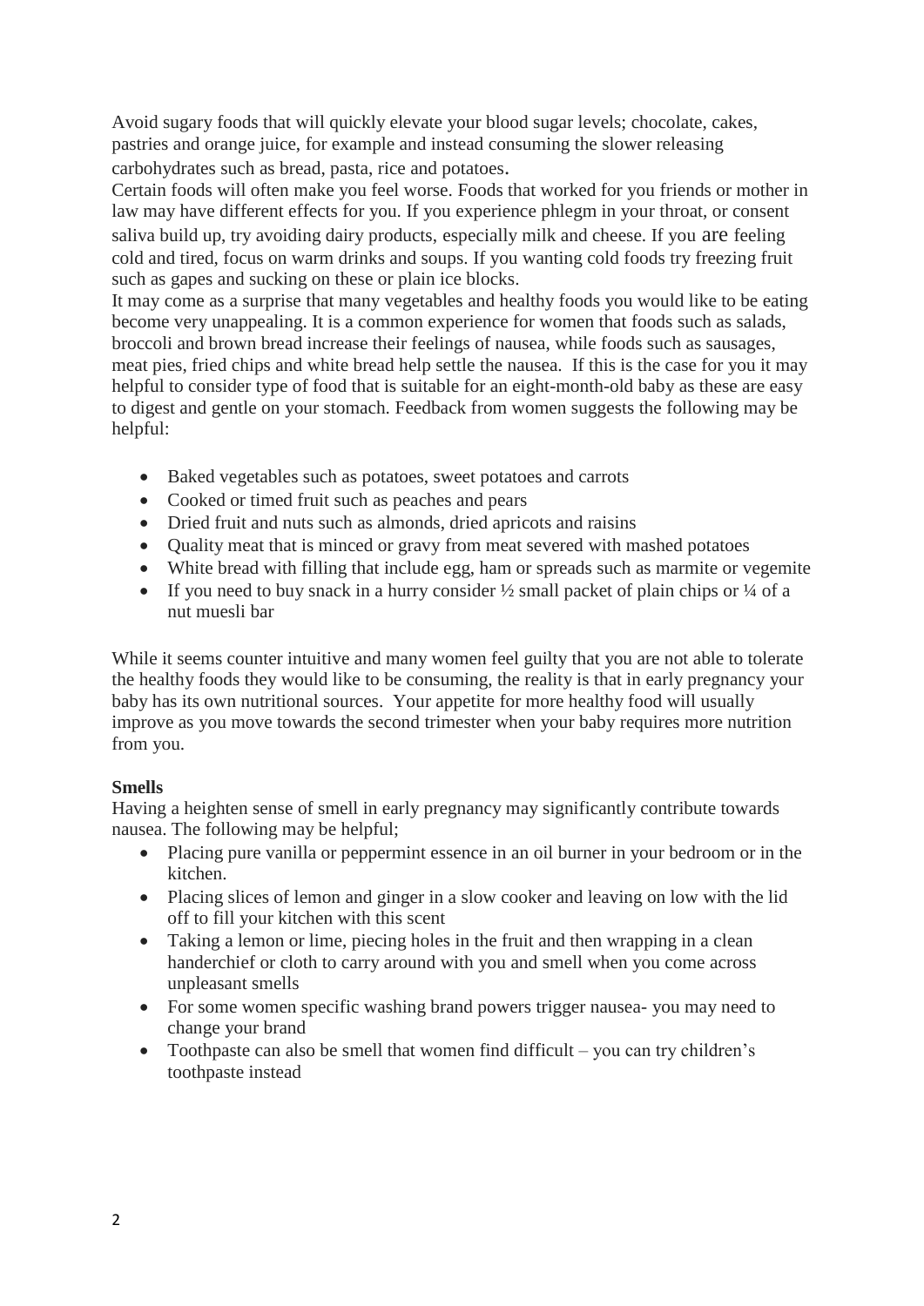Avoid sugary foods that will quickly elevate your blood sugar levels; chocolate, cakes, pastries and orange juice, for example and instead consuming the slower releasing carbohydrates such as bread, pasta, rice and potatoes.

Certain foods will often make you feel worse. Foods that worked for you friends or mother in law may have different effects for you. If you experience phlegm in your throat, or consent saliva build up, try avoiding dairy products, especially milk and cheese. If you are feeling cold and tired, focus on warm drinks and soups. If you wanting cold foods try freezing fruit such as gapes and sucking on these or plain ice blocks.

It may come as a surprise that many vegetables and healthy foods you would like to be eating become very unappealing. It is a common experience for women that foods such as salads, broccoli and brown bread increase their feelings of nausea, while foods such as sausages, meat pies, fried chips and white bread help settle the nausea. If this is the case for you it may helpful to consider type of food that is suitable for an eight-month-old baby as these are easy to digest and gentle on your stomach. Feedback from women suggests the following may be helpful:

- Baked vegetables such as potatoes, sweet potatoes and carrots
- Cooked or timed fruit such as peaches and pears
- Dried fruit and nuts such as almonds, dried apricots and raisins
- Quality meat that is minced or gravy from meat severed with mashed potatoes
- White bread with filling that include egg, ham or spreads such as marmite or vegemite
- If you need to buy snack in a hurry consider ½ small packet of plain chips or ¼ of a nut muesli bar

While it seems counter intuitive and many women feel guilty that you are not able to tolerate the healthy foods they would like to be consuming, the reality is that in early pregnancy your baby has its own nutritional sources. Your appetite for more healthy food will usually improve as you move towards the second trimester when your baby requires more nutrition from you.

**Smells**

Having a heighten sense of smell in early pregnancy may significantly contribute towards nausea. The following may be helpful;

- Placing pure vanilla or peppermint essence in an oil burner in your bedroom or in the kitchen.
- Placing slices of lemon and ginger in a slow cooker and leaving on low with the lid off to fill your kitchen with this scent
- Taking a lemon or lime, piecing holes in the fruit and then wrapping in a clean handerchief or cloth to carry around with you and smell when you come across unpleasant smells
- For some women specific washing brand powers trigger nausea- you may need to change your brand
- Toothpaste can also be smell that women find difficult – you can try children's toothpaste instead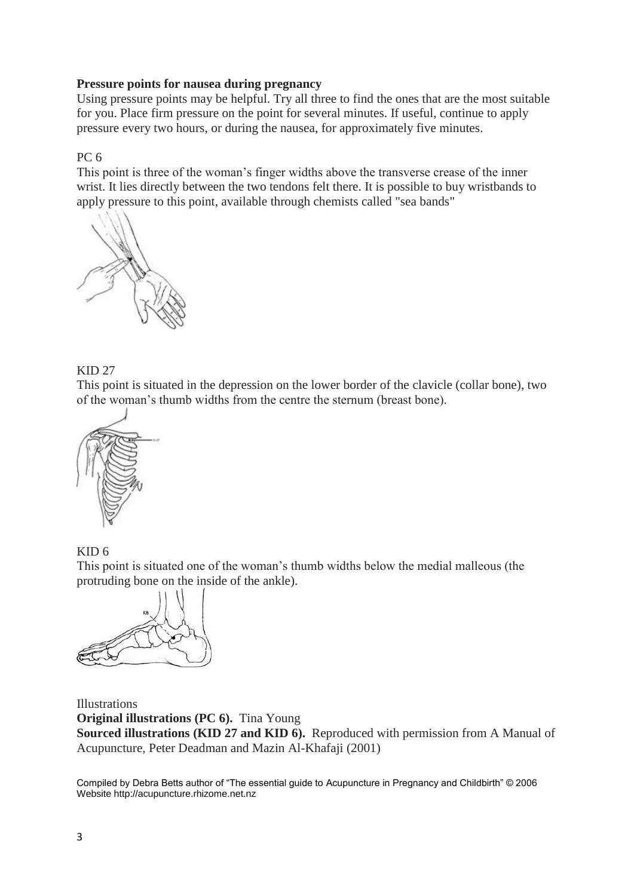**Pressure points for nausea during pregnancy**

Using pressure points may be helpful. Try all three to find the ones that are the most suitable for you. Place firm pressure on the point for several minutes. If useful, continue to apply pressure every two hours, or during the nausea, for approximately five minutes.

PC 6

This point is three of the woman's finger widths above the transverse crease of the inner wrist. It lies directly between the two tendons felt there. It is possible to buy wristbands to apply pressure to this point, available through chemists called "sea bands"

KID 27

This point is situated in the depression on the lower border of the clavicle (collar bone), two of the woman's thumb widths from the centre the sternum (breast bone).

KID 6

This point is situated one of the woman's thumb widths below the medial malleous (the protruding bone on the inside of the ankle).

Illustrations

**Original illustrations (PC 6).** Tina Young

**Sourced illustrations (KID 27 and KID 6).** Reproduced with permission from A Manual of Acupuncture, Peter Deadman and Mazin Al-Khafaji (2001)

Compiled by Debra Betts author of "The essential guide to Acupuncture in Pregnancy and Childbirth" © 2006
Website http://acupuncture.rhizome.net.nz